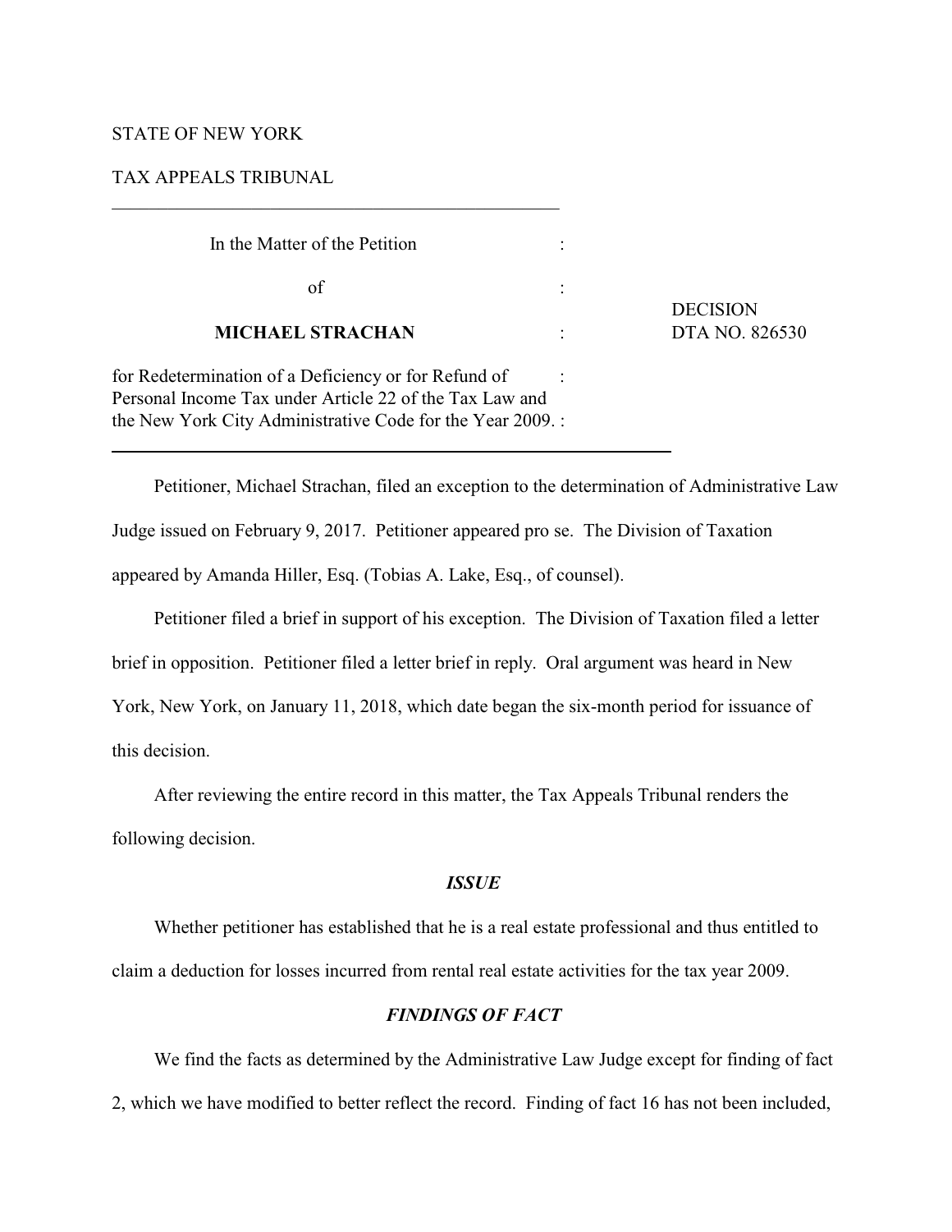STATE OF NEW YORK

TAX APPEALS TRIBUNAL

---

| In the Matter of the Petition | : | |
|---|---|---|
| of | : | |
| **MICHAEL STRACHAN** | : | DECISION DTA NO. 826530 |
| for Redetermination of a Deficiency or for Refund of Personal Income Tax under Article 22 of the Tax Law and the New York City Administrative Code for the Year 2009. | : | |

---

Petitioner, Michael Strachan, filed an exception to the determination of Administrative Law Judge issued on February 9, 2017. Petitioner appeared pro se. The Division of Taxation appeared by Amanda Hiller, Esq. (Tobias A. Lake, Esq., of counsel).

Petitioner filed a brief in support of his exception. The Division of Taxation filed a letter brief in opposition. Petitioner filed a letter brief in reply. Oral argument was heard in New York, New York, on January 11, 2018, which date began the six-month period for issuance of this decision.

After reviewing the entire record in this matter, the Tax Appeals Tribunal renders the following decision.

### *ISSUE*

Whether petitioner has established that he is a real estate professional and thus entitled to claim a deduction for losses incurred from rental real estate activities for the tax year 2009.

### *FINDINGS OF FACT*

We find the facts as determined by the Administrative Law Judge except for finding of fact 2, which we have modified to better reflect the record. Finding of fact 16 has not been included,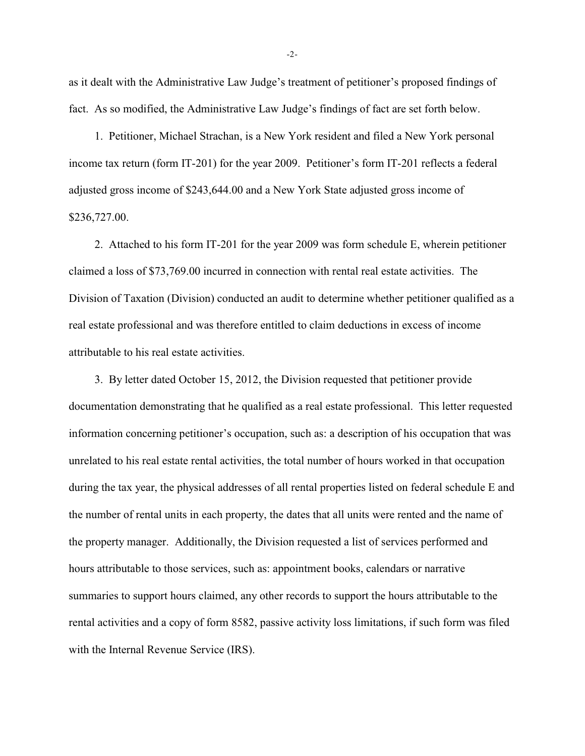as it dealt with the Administrative Law Judge's treatment of petitioner's proposed findings of fact. As so modified, the Administrative Law Judge's findings of fact are set forth below.

1. Petitioner, Michael Strachan, is a New York resident and filed a New York personal income tax return (form IT-201) for the year 2009. Petitioner's form IT-201 reflects a federal adjusted gross income of $243,644.00 and a New York State adjusted gross income of $236,727.00.

2. Attached to his form IT-201 for the year 2009 was form schedule E, wherein petitioner claimed a loss of $73,769.00 incurred in connection with rental real estate activities. The Division of Taxation (Division) conducted an audit to determine whether petitioner qualified as a real estate professional and was therefore entitled to claim deductions in excess of income attributable to his real estate activities.

3. By letter dated October 15, 2012, the Division requested that petitioner provide documentation demonstrating that he qualified as a real estate professional. This letter requested information concerning petitioner's occupation, such as: a description of his occupation that was unrelated to his real estate rental activities, the total number of hours worked in that occupation during the tax year, the physical addresses of all rental properties listed on federal schedule E and the number of rental units in each property, the dates that all units were rented and the name of the property manager. Additionally, the Division requested a list of services performed and hours attributable to those services, such as: appointment books, calendars or narrative summaries to support hours claimed, any other records to support the hours attributable to the rental activities and a copy of form 8582, passive activity loss limitations, if such form was filed with the Internal Revenue Service (IRS).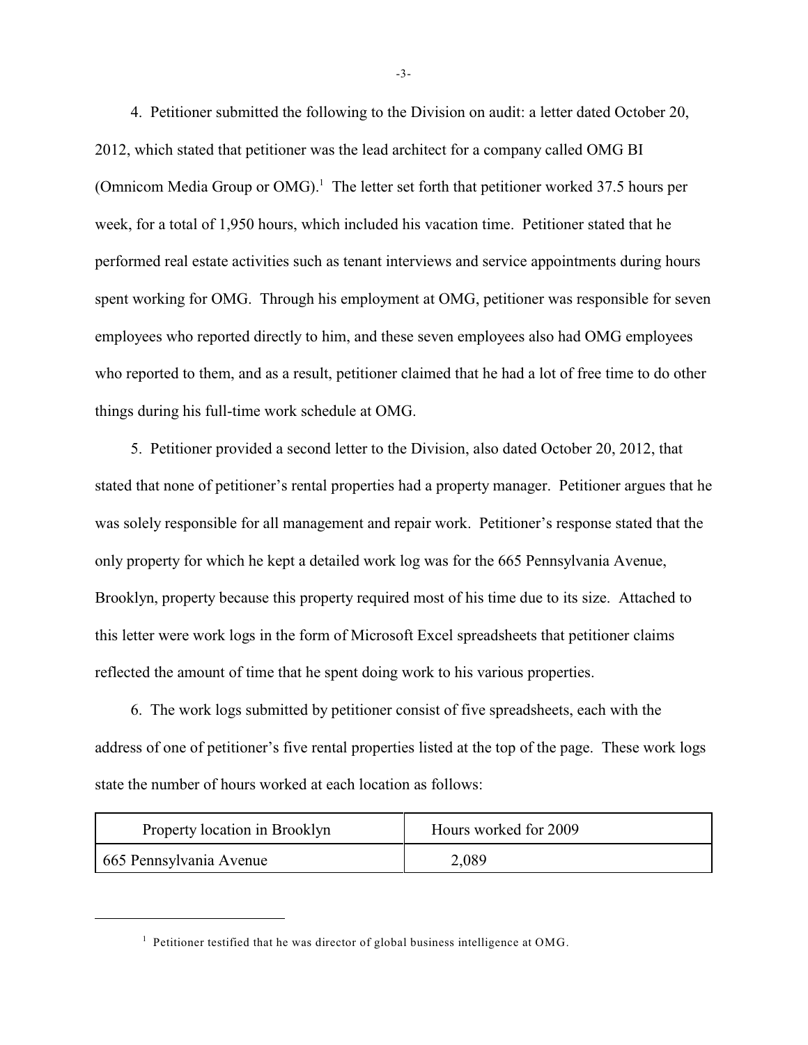4. Petitioner submitted the following to the Division on audit: a letter dated October 20, 2012, which stated that petitioner was the lead architect for a company called OMG BI (Omnicom Media Group or OMG).[1] The letter set forth that petitioner worked 37.5 hours per week, for a total of 1,950 hours, which included his vacation time. Petitioner stated that he performed real estate activities such as tenant interviews and service appointments during hours spent working for OMG. Through his employment at OMG, petitioner was responsible for seven employees who reported directly to him, and these seven employees also had OMG employees who reported to them, and as a result, petitioner claimed that he had a lot of free time to do other things during his full-time work schedule at OMG.

5. Petitioner provided a second letter to the Division, also dated October 20, 2012, that stated that none of petitioner's rental properties had a property manager. Petitioner argues that he was solely responsible for all management and repair work. Petitioner's response stated that the only property for which he kept a detailed work log was for the 665 Pennsylvania Avenue, Brooklyn, property because this property required most of his time due to its size. Attached to this letter were work logs in the form of Microsoft Excel spreadsheets that petitioner claims reflected the amount of time that he spent doing work to his various properties.

6. The work logs submitted by petitioner consist of five spreadsheets, each with the address of one of petitioner's five rental properties listed at the top of the page. These work logs state the number of hours worked at each location as follows:

| Property location in Brooklyn | Hours worked for 2009 |
|---|---|
| 665 Pennsylvania Avenue | 2,089 |

[1] Petitioner testified that he was director of global business intelligence at OMG.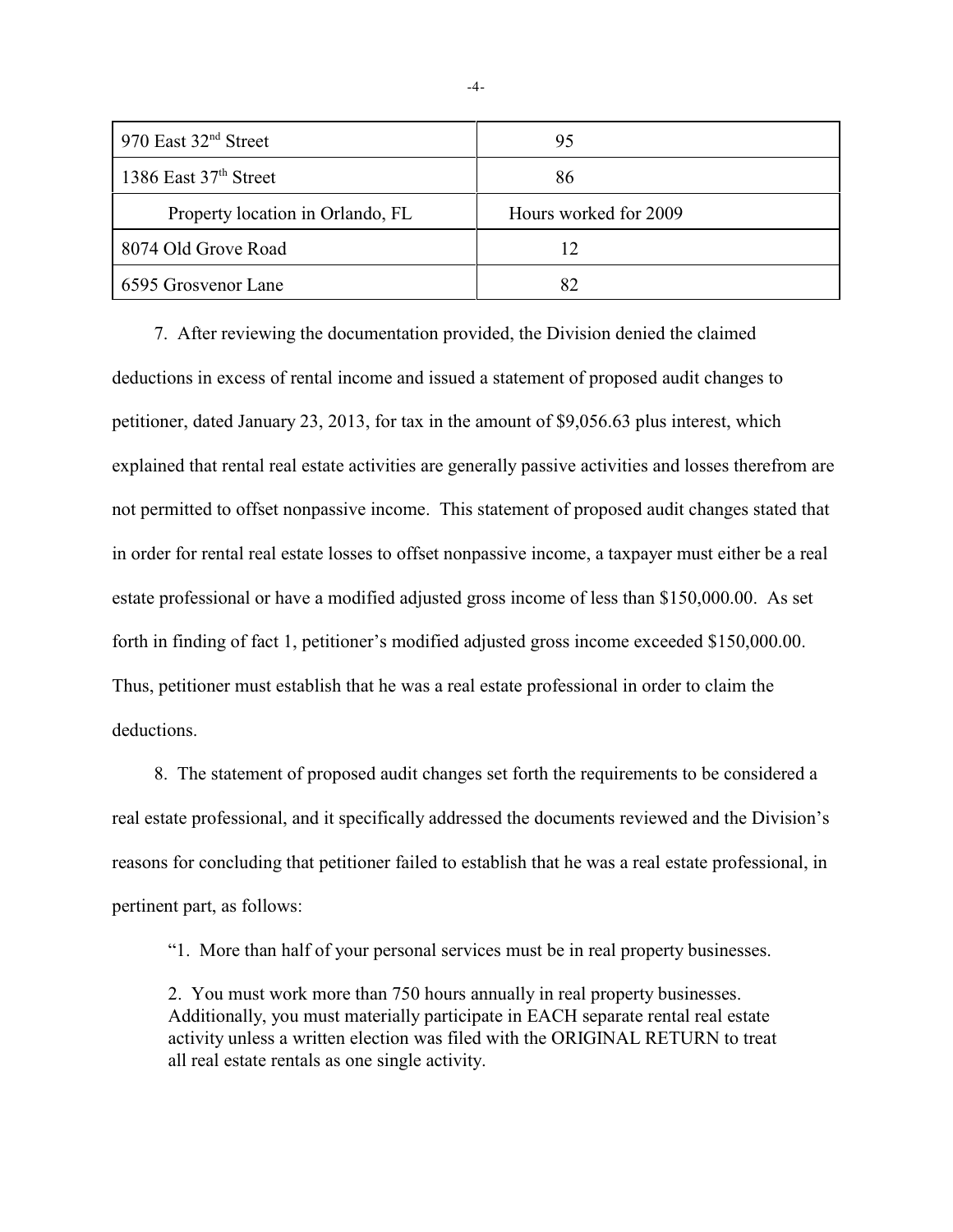| | |
|---|---|
| 970 East 32nd Street | 95 |
| 1386 East 37th Street | 86 |
| Property location in Orlando, FL | Hours worked for 2009 |
| 8074 Old Grove Road | 12 |
| 6595 Grosvenor Lane | 82 |

7. After reviewing the documentation provided, the Division denied the claimed deductions in excess of rental income and issued a statement of proposed audit changes to petitioner, dated January 23, 2013, for tax in the amount of $9,056.63 plus interest, which explained that rental real estate activities are generally passive activities and losses therefrom are not permitted to offset nonpassive income. This statement of proposed audit changes stated that in order for rental real estate losses to offset nonpassive income, a taxpayer must either be a real estate professional or have a modified adjusted gross income of less than $150,000.00. As set forth in finding of fact 1, petitioner's modified adjusted gross income exceeded $150,000.00. Thus, petitioner must establish that he was a real estate professional in order to claim the deductions.

8. The statement of proposed audit changes set forth the requirements to be considered a real estate professional, and it specifically addressed the documents reviewed and the Division's reasons for concluding that petitioner failed to establish that he was a real estate professional, in pertinent part, as follows:

> "1. More than half of your personal services must be in real property businesses.
>
> 2. You must work more than 750 hours annually in real property businesses. Additionally, you must materially participate in EACH separate rental real estate activity unless a written election was filed with the ORIGINAL RETURN to treat all real estate rentals as one single activity.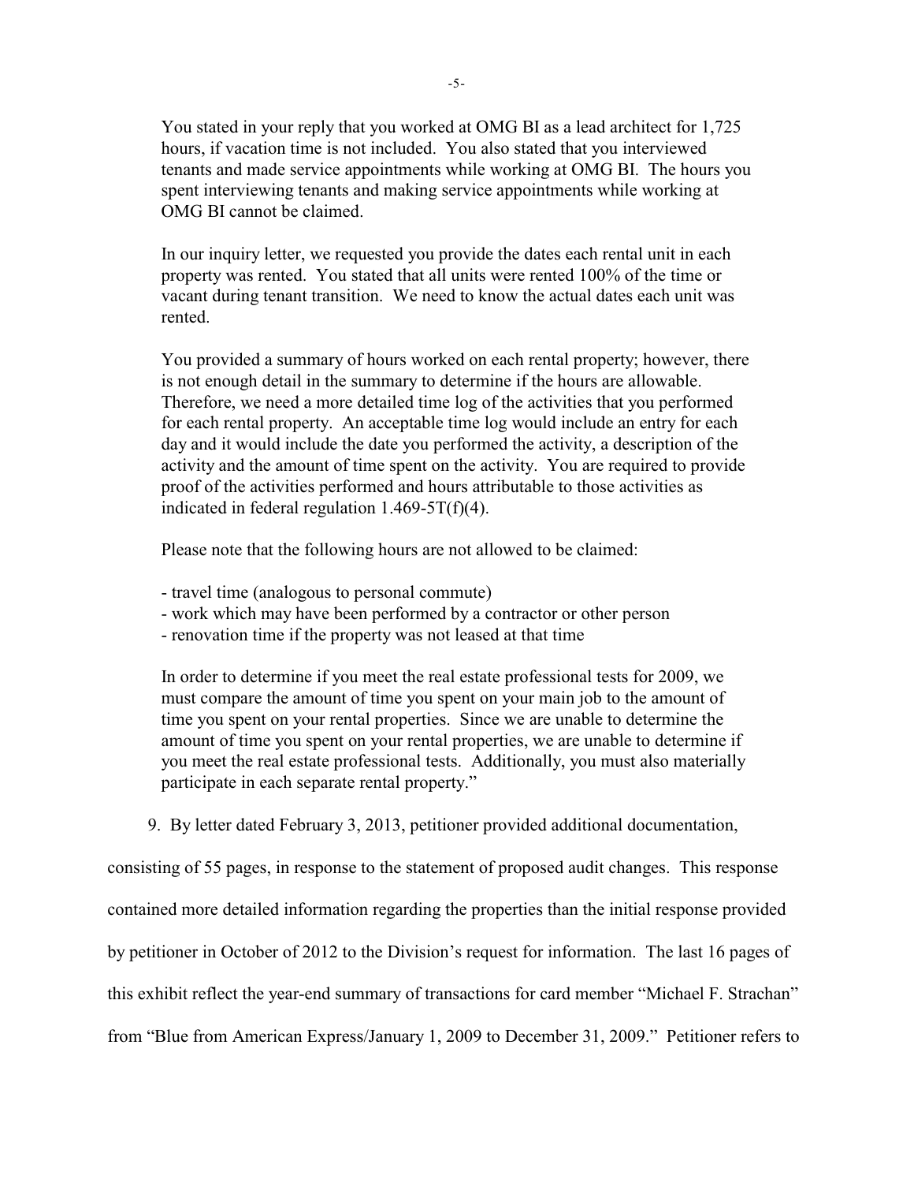> You stated in your reply that you worked at OMG BI as a lead architect for 1,725 hours, if vacation time is not included. You also stated that you interviewed tenants and made service appointments while working at OMG BI. The hours you spent interviewing tenants and making service appointments while working at OMG BI cannot be claimed.
>
> In our inquiry letter, we requested you provide the dates each rental unit in each property was rented. You stated that all units were rented 100% of the time or vacant during tenant transition. We need to know the actual dates each unit was rented.
>
> You provided a summary of hours worked on each rental property; however, there is not enough detail in the summary to determine if the hours are allowable. Therefore, we need a more detailed time log of the activities that you performed for each rental property. An acceptable time log would include an entry for each day and it would include the date you performed the activity, a description of the activity and the amount of time spent on the activity. You are required to provide proof of the activities performed and hours attributable to those activities as indicated in federal regulation 1.469-5T(f)(4).
>
> Please note that the following hours are not allowed to be claimed:
>
> - travel time (analogous to personal commute)
> - work which may have been performed by a contractor or other person
> - renovation time if the property was not leased at that time
>
> In order to determine if you meet the real estate professional tests for 2009, we must compare the amount of time you spent on your main job to the amount of time you spent on your rental properties. Since we are unable to determine the amount of time you spent on your rental properties, we are unable to determine if you meet the real estate professional tests. Additionally, you must also materially participate in each separate rental property."

9. By letter dated February 3, 2013, petitioner provided additional documentation, consisting of 55 pages, in response to the statement of proposed audit changes. This response contained more detailed information regarding the properties than the initial response provided by petitioner in October of 2012 to the Division's request for information. The last 16 pages of this exhibit reflect the year-end summary of transactions for card member "Michael F. Strachan" from "Blue from American Express/January 1, 2009 to December 31, 2009." Petitioner refers to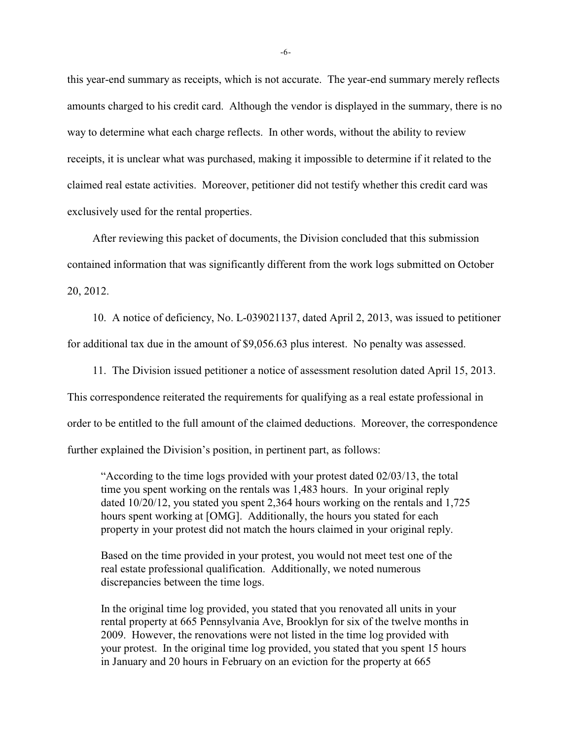this year-end summary as receipts, which is not accurate. The year-end summary merely reflects amounts charged to his credit card. Although the vendor is displayed in the summary, there is no way to determine what each charge reflects. In other words, without the ability to review receipts, it is unclear what was purchased, making it impossible to determine if it related to the claimed real estate activities. Moreover, petitioner did not testify whether this credit card was exclusively used for the rental properties.

After reviewing this packet of documents, the Division concluded that this submission contained information that was significantly different from the work logs submitted on October 20, 2012.

10. A notice of deficiency, No. L-039021137, dated April 2, 2013, was issued to petitioner for additional tax due in the amount of $9,056.63 plus interest. No penalty was assessed.

11. The Division issued petitioner a notice of assessment resolution dated April 15, 2013. This correspondence reiterated the requirements for qualifying as a real estate professional in order to be entitled to the full amount of the claimed deductions. Moreover, the correspondence further explained the Division's position, in pertinent part, as follows:

> "According to the time logs provided with your protest dated 02/03/13, the total time you spent working on the rentals was 1,483 hours. In your original reply dated 10/20/12, you stated you spent 2,364 hours working on the rentals and 1,725 hours spent working at [OMG]. Additionally, the hours you stated for each property in your protest did not match the hours claimed in your original reply.
>
> Based on the time provided in your protest, you would not meet test one of the real estate professional qualification. Additionally, we noted numerous discrepancies between the time logs.
>
> In the original time log provided, you stated that you renovated all units in your rental property at 665 Pennsylvania Ave, Brooklyn for six of the twelve months in 2009. However, the renovations were not listed in the time log provided with your protest. In the original time log provided, you stated that you spent 15 hours in January and 20 hours in February on an eviction for the property at 665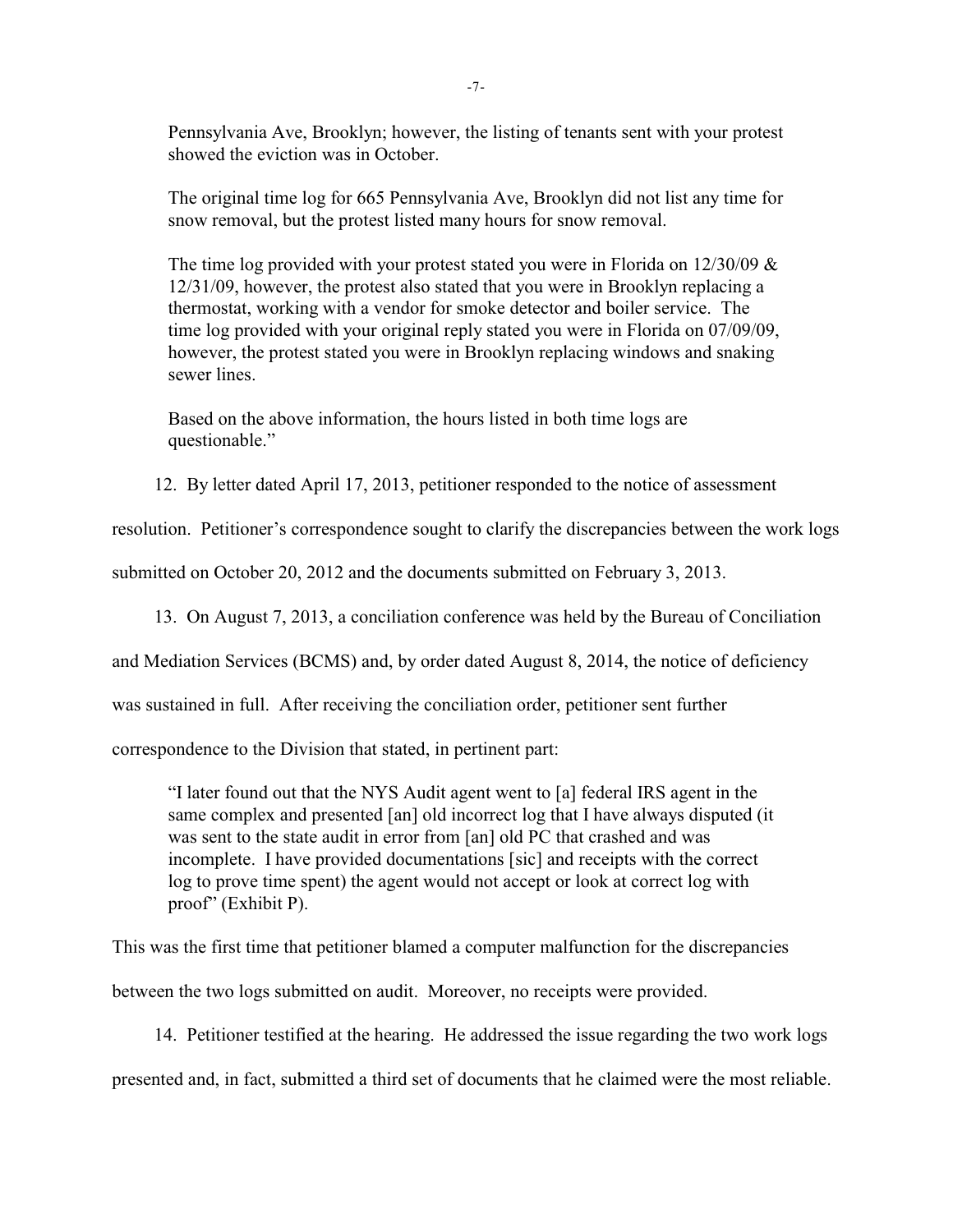> Pennsylvania Ave, Brooklyn; however, the listing of tenants sent with your protest showed the eviction was in October.
>
> The original time log for 665 Pennsylvania Ave, Brooklyn did not list any time for snow removal, but the protest listed many hours for snow removal.
>
> The time log provided with your protest stated you were in Florida on 12/30/09 & 12/31/09, however, the protest also stated that you were in Brooklyn replacing a thermostat, working with a vendor for smoke detector and boiler service. The time log provided with your original reply stated you were in Florida on 07/09/09, however, the protest stated you were in Brooklyn replacing windows and snaking sewer lines.
>
> Based on the above information, the hours listed in both time logs are questionable."

12. By letter dated April 17, 2013, petitioner responded to the notice of assessment resolution. Petitioner's correspondence sought to clarify the discrepancies between the work logs submitted on October 20, 2012 and the documents submitted on February 3, 2013.

13. On August 7, 2013, a conciliation conference was held by the Bureau of Conciliation and Mediation Services (BCMS) and, by order dated August 8, 2014, the notice of deficiency was sustained in full. After receiving the conciliation order, petitioner sent further correspondence to the Division that stated, in pertinent part:

> "I later found out that the NYS Audit agent went to [a] federal IRS agent in the same complex and presented [an] old incorrect log that I have always disputed (it was sent to the state audit in error from [an] old PC that crashed and was incomplete. I have provided documentations [sic] and receipts with the correct log to prove time spent) the agent would not accept or look at correct log with proof" (Exhibit P).

This was the first time that petitioner blamed a computer malfunction for the discrepancies between the two logs submitted on audit. Moreover, no receipts were provided.

14. Petitioner testified at the hearing. He addressed the issue regarding the two work logs presented and, in fact, submitted a third set of documents that he claimed were the most reliable.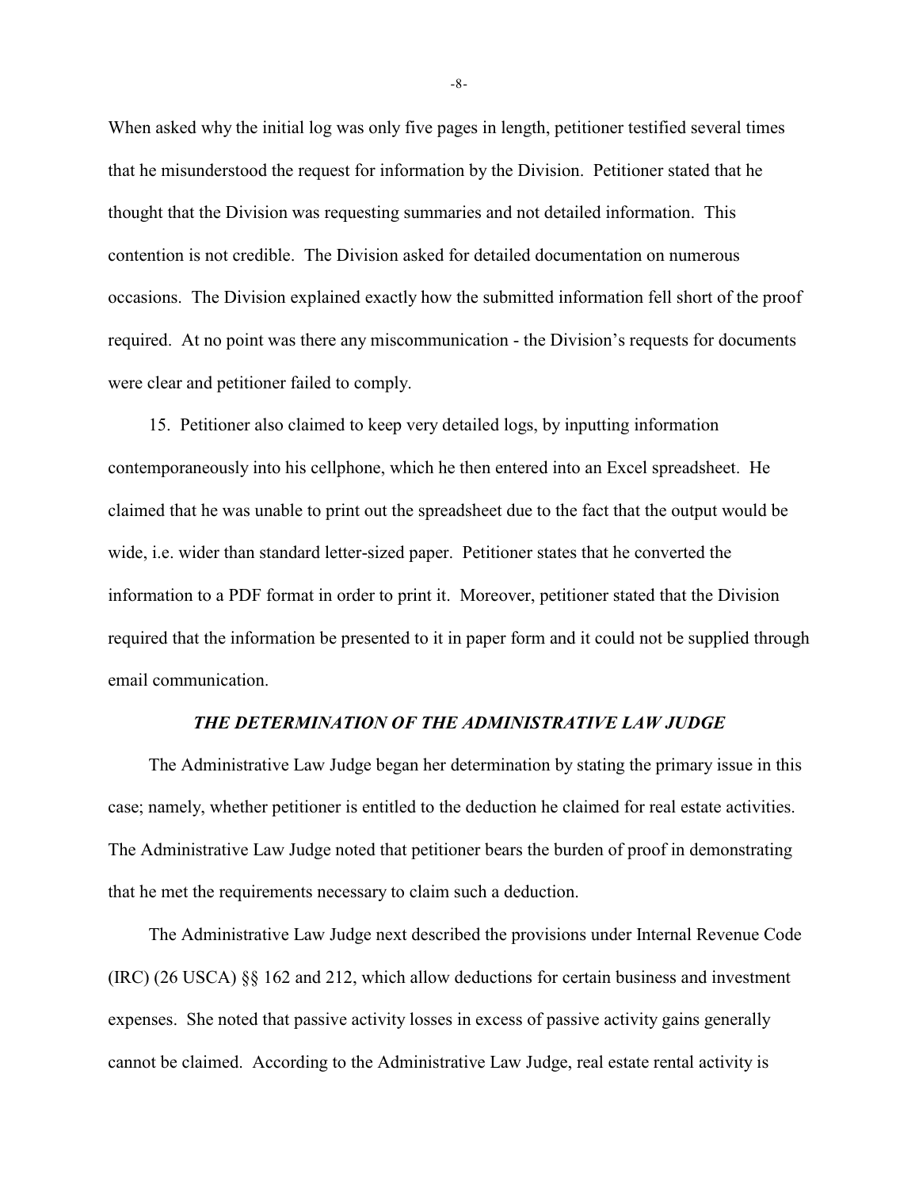When asked why the initial log was only five pages in length, petitioner testified several times that he misunderstood the request for information by the Division. Petitioner stated that he thought that the Division was requesting summaries and not detailed information. This contention is not credible. The Division asked for detailed documentation on numerous occasions. The Division explained exactly how the submitted information fell short of the proof required. At no point was there any miscommunication - the Division's requests for documents were clear and petitioner failed to comply.

15. Petitioner also claimed to keep very detailed logs, by inputting information contemporaneously into his cellphone, which he then entered into an Excel spreadsheet. He claimed that he was unable to print out the spreadsheet due to the fact that the output would be wide, i.e. wider than standard letter-sized paper. Petitioner states that he converted the information to a PDF format in order to print it. Moreover, petitioner stated that the Division required that the information be presented to it in paper form and it could not be supplied through email communication.

### *THE DETERMINATION OF THE ADMINISTRATIVE LAW JUDGE*

The Administrative Law Judge began her determination by stating the primary issue in this case; namely, whether petitioner is entitled to the deduction he claimed for real estate activities. The Administrative Law Judge noted that petitioner bears the burden of proof in demonstrating that he met the requirements necessary to claim such a deduction.

The Administrative Law Judge next described the provisions under Internal Revenue Code (IRC) (26 USCA) §§ 162 and 212, which allow deductions for certain business and investment expenses. She noted that passive activity losses in excess of passive activity gains generally cannot be claimed. According to the Administrative Law Judge, real estate rental activity is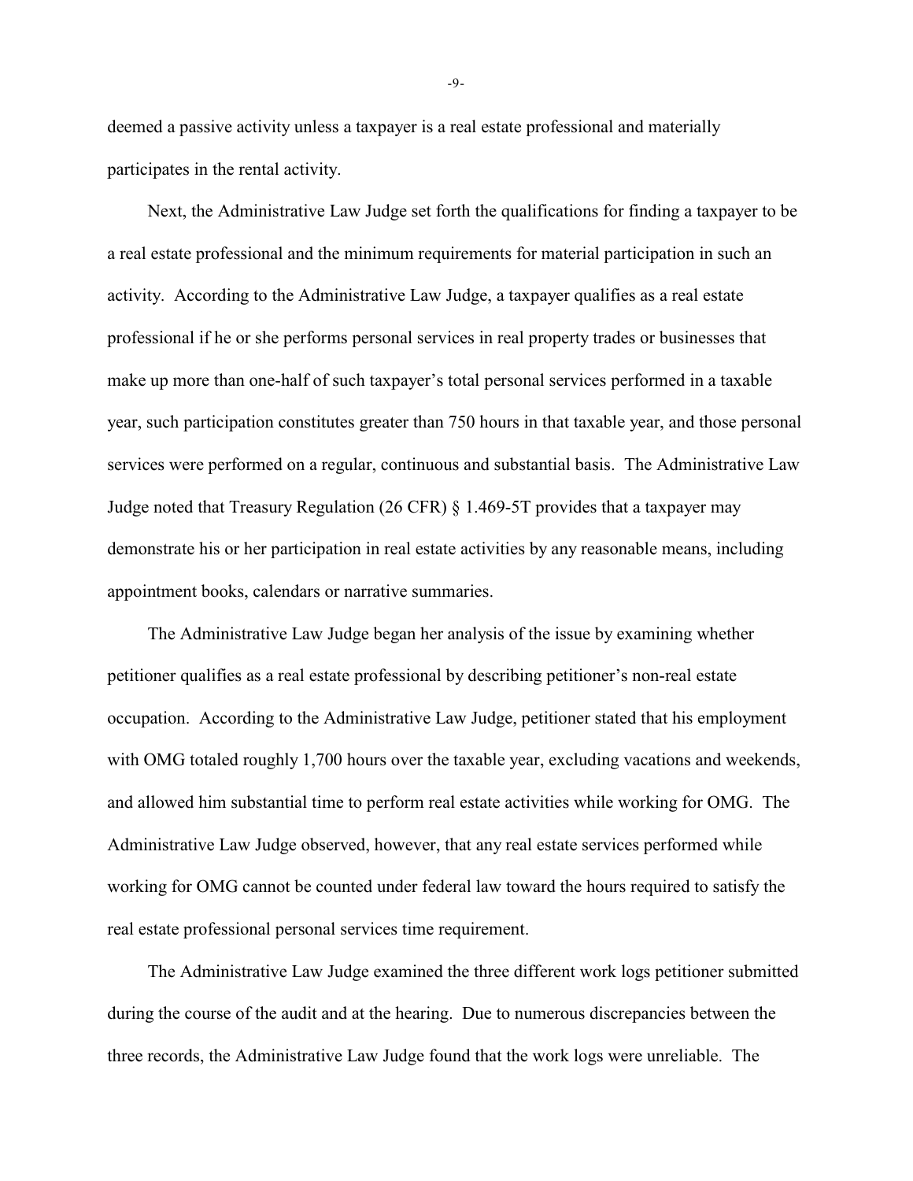deemed a passive activity unless a taxpayer is a real estate professional and materially participates in the rental activity.

Next, the Administrative Law Judge set forth the qualifications for finding a taxpayer to be a real estate professional and the minimum requirements for material participation in such an activity. According to the Administrative Law Judge, a taxpayer qualifies as a real estate professional if he or she performs personal services in real property trades or businesses that make up more than one-half of such taxpayer's total personal services performed in a taxable year, such participation constitutes greater than 750 hours in that taxable year, and those personal services were performed on a regular, continuous and substantial basis. The Administrative Law Judge noted that Treasury Regulation (26 CFR) § 1.469-5T provides that a taxpayer may demonstrate his or her participation in real estate activities by any reasonable means, including appointment books, calendars or narrative summaries.

The Administrative Law Judge began her analysis of the issue by examining whether petitioner qualifies as a real estate professional by describing petitioner's non-real estate occupation. According to the Administrative Law Judge, petitioner stated that his employment with OMG totaled roughly 1,700 hours over the taxable year, excluding vacations and weekends, and allowed him substantial time to perform real estate activities while working for OMG. The Administrative Law Judge observed, however, that any real estate services performed while working for OMG cannot be counted under federal law toward the hours required to satisfy the real estate professional personal services time requirement.

The Administrative Law Judge examined the three different work logs petitioner submitted during the course of the audit and at the hearing. Due to numerous discrepancies between the three records, the Administrative Law Judge found that the work logs were unreliable. The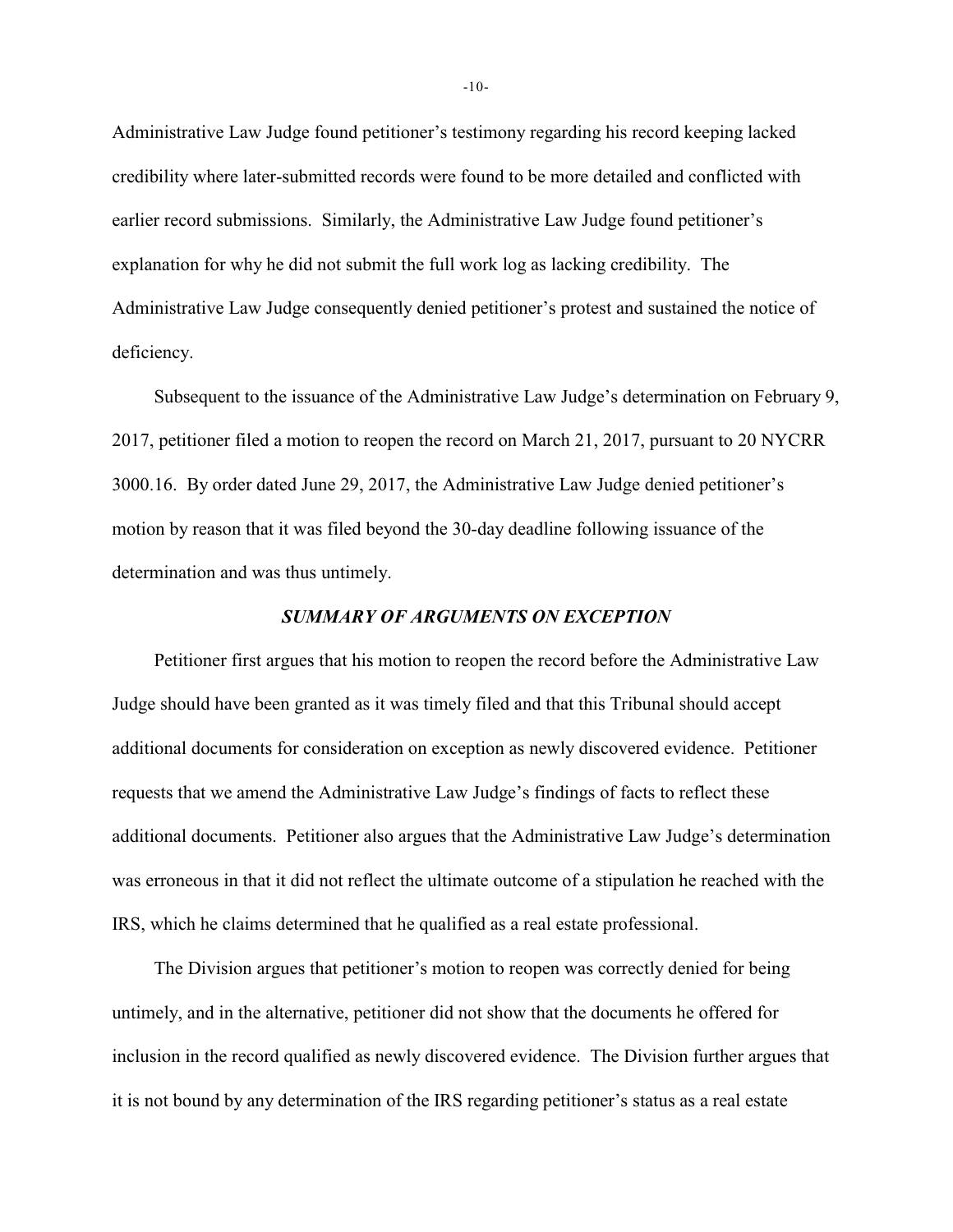Administrative Law Judge found petitioner's testimony regarding his record keeping lacked credibility where later-submitted records were found to be more detailed and conflicted with earlier record submissions. Similarly, the Administrative Law Judge found petitioner's explanation for why he did not submit the full work log as lacking credibility. The Administrative Law Judge consequently denied petitioner's protest and sustained the notice of deficiency.

Subsequent to the issuance of the Administrative Law Judge's determination on February 9, 2017, petitioner filed a motion to reopen the record on March 21, 2017, pursuant to 20 NYCRR 3000.16. By order dated June 29, 2017, the Administrative Law Judge denied petitioner's motion by reason that it was filed beyond the 30-day deadline following issuance of the determination and was thus untimely.

### *SUMMARY OF ARGUMENTS ON EXCEPTION*

Petitioner first argues that his motion to reopen the record before the Administrative Law Judge should have been granted as it was timely filed and that this Tribunal should accept additional documents for consideration on exception as newly discovered evidence. Petitioner requests that we amend the Administrative Law Judge's findings of facts to reflect these additional documents. Petitioner also argues that the Administrative Law Judge's determination was erroneous in that it did not reflect the ultimate outcome of a stipulation he reached with the IRS, which he claims determined that he qualified as a real estate professional.

The Division argues that petitioner's motion to reopen was correctly denied for being untimely, and in the alternative, petitioner did not show that the documents he offered for inclusion in the record qualified as newly discovered evidence. The Division further argues that it is not bound by any determination of the IRS regarding petitioner's status as a real estate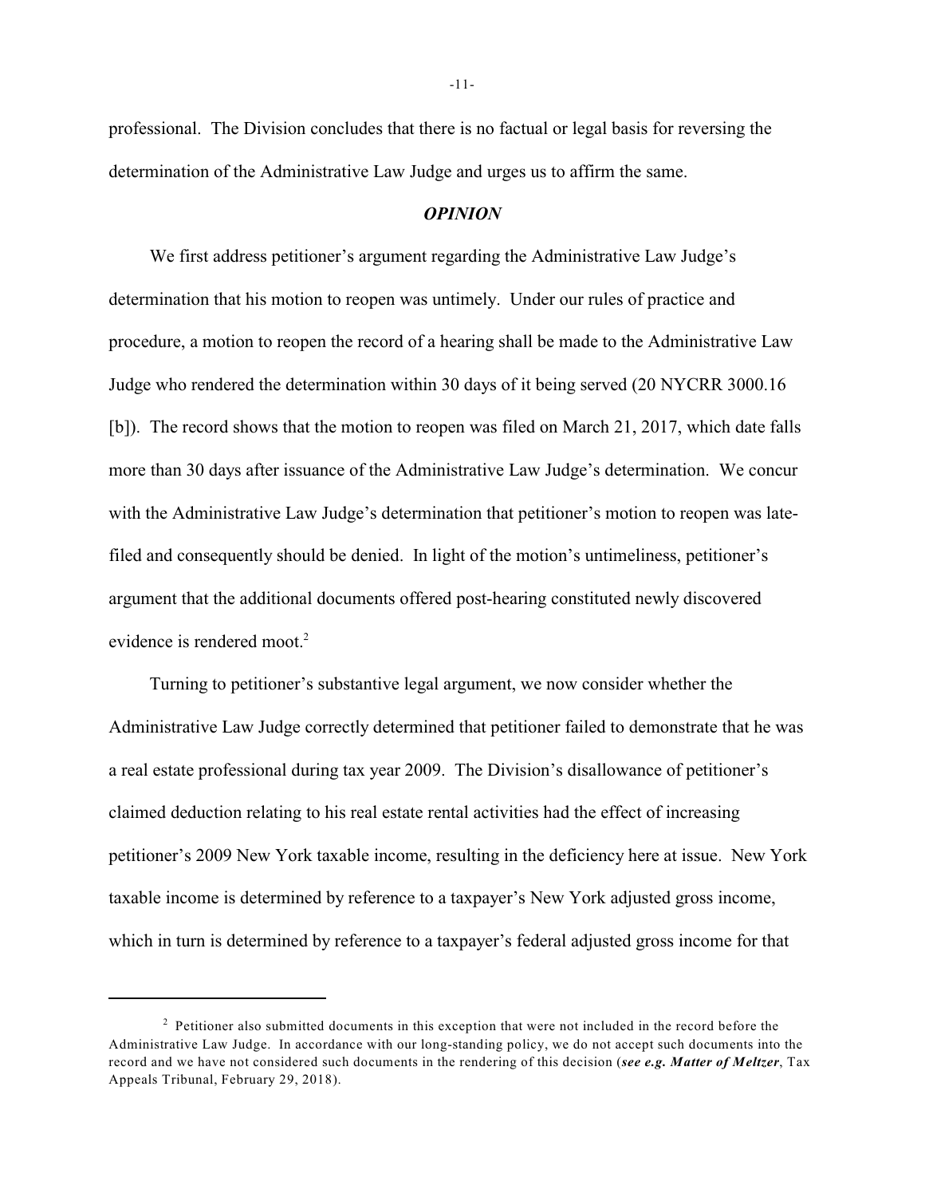professional. The Division concludes that there is no factual or legal basis for reversing the determination of the Administrative Law Judge and urges us to affirm the same.

### ***OPINION***

We first address petitioner's argument regarding the Administrative Law Judge's determination that his motion to reopen was untimely. Under our rules of practice and procedure, a motion to reopen the record of a hearing shall be made to the Administrative Law Judge who rendered the determination within 30 days of it being served (20 NYCRR 3000.16 [b]). The record shows that the motion to reopen was filed on March 21, 2017, which date falls more than 30 days after issuance of the Administrative Law Judge's determination. We concur with the Administrative Law Judge's determination that petitioner's motion to reopen was late-filed and consequently should be denied. In light of the motion's untimeliness, petitioner's argument that the additional documents offered post-hearing constituted newly discovered evidence is rendered moot.[2]

Turning to petitioner's substantive legal argument, we now consider whether the Administrative Law Judge correctly determined that petitioner failed to demonstrate that he was a real estate professional during tax year 2009. The Division's disallowance of petitioner's claimed deduction relating to his real estate rental activities had the effect of increasing petitioner's 2009 New York taxable income, resulting in the deficiency here at issue. New York taxable income is determined by reference to a taxpayer's New York adjusted gross income, which in turn is determined by reference to a taxpayer's federal adjusted gross income for that

---

[2] Petitioner also submitted documents in this exception that were not included in the record before the Administrative Law Judge. In accordance with our long-standing policy, we do not accept such documents into the record and we have not considered such documents in the rendering of this decision (***see e.g. Matter of Meltzer***, Tax Appeals Tribunal, February 29, 2018).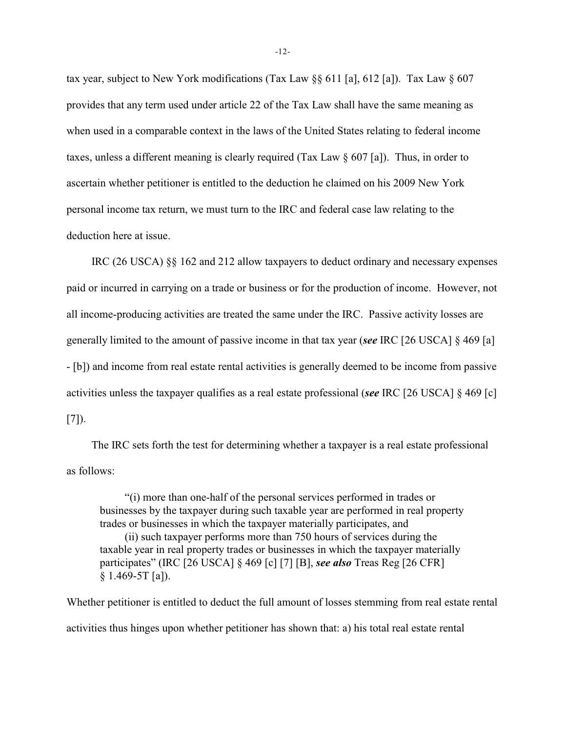tax year, subject to New York modifications (Tax Law §§ 611 [a], 612 [a]). Tax Law § 607 provides that any term used under article 22 of the Tax Law shall have the same meaning as when used in a comparable context in the laws of the United States relating to federal income taxes, unless a different meaning is clearly required (Tax Law § 607 [a]). Thus, in order to ascertain whether petitioner is entitled to the deduction he claimed on his 2009 New York personal income tax return, we must turn to the IRC and federal case law relating to the deduction here at issue.

IRC (26 USCA) §§ 162 and 212 allow taxpayers to deduct ordinary and necessary expenses paid or incurred in carrying on a trade or business or for the production of income. However, not all income-producing activities are treated the same under the IRC. Passive activity losses are generally limited to the amount of passive income in that tax year (***see*** IRC [26 USCA] § 469 [a] - [b]) and income from real estate rental activities is generally deemed to be income from passive activities unless the taxpayer qualifies as a real estate professional (***see*** IRC [26 USCA] § 469 [c] [7]).

The IRC sets forth the test for determining whether a taxpayer is a real estate professional as follows:

> "(i) more than one-half of the personal services performed in trades or businesses by the taxpayer during such taxable year are performed in real property trades or businesses in which the taxpayer materially participates, and
>
> (ii) such taxpayer performs more than 750 hours of services during the taxable year in real property trades or businesses in which the taxpayer materially participates" (IRC [26 USCA] § 469 [c] [7] [B], ***see also*** Treas Reg [26 CFR] § 1.469-5T [a]).

Whether petitioner is entitled to deduct the full amount of losses stemming from real estate rental activities thus hinges upon whether petitioner has shown that: a) his total real estate rental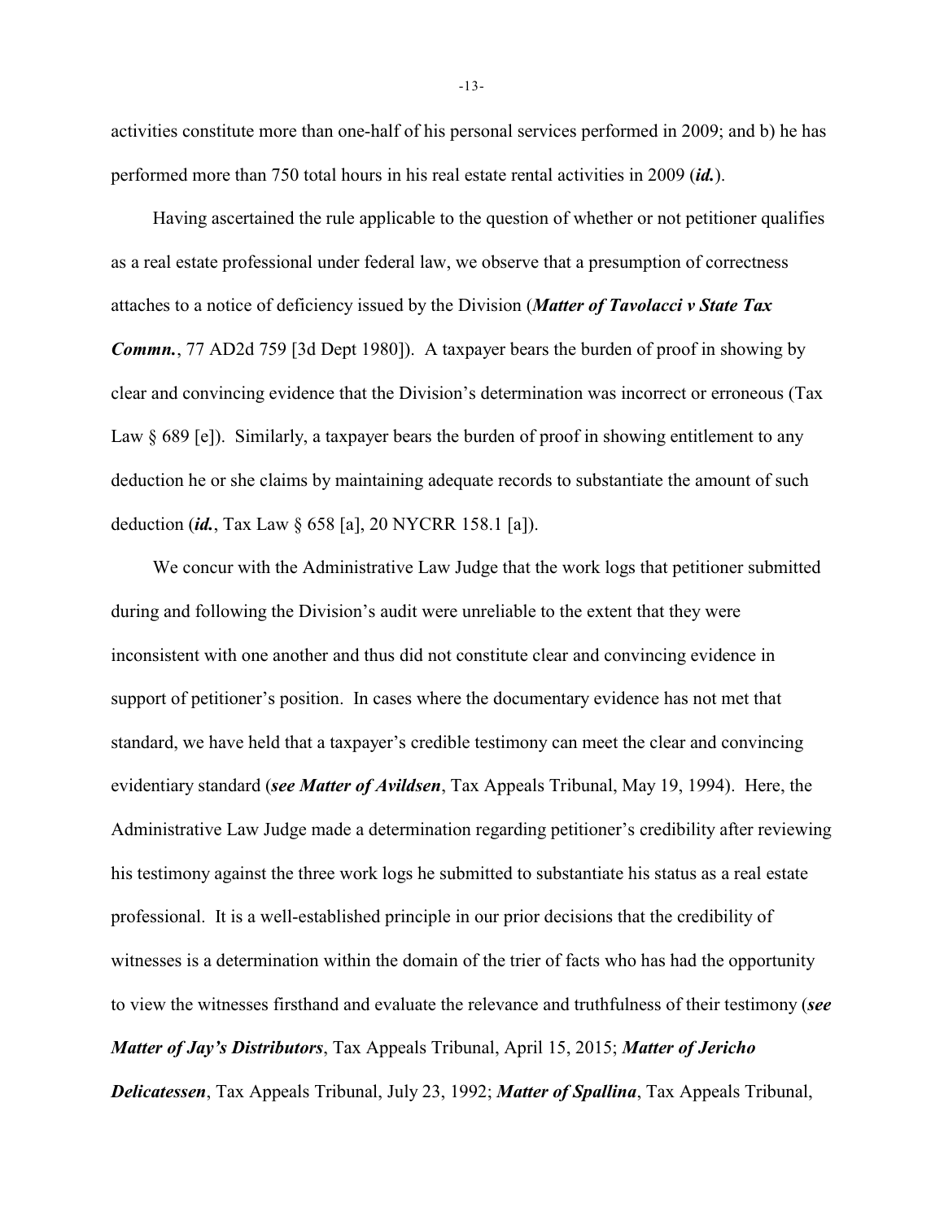activities constitute more than one-half of his personal services performed in 2009; and b) he has performed more than 750 total hours in his real estate rental activities in 2009 (***id.***).

Having ascertained the rule applicable to the question of whether or not petitioner qualifies as a real estate professional under federal law, we observe that a presumption of correctness attaches to a notice of deficiency issued by the Division (***Matter of Tavolacci v State Tax Commn.***, 77 AD2d 759 [3d Dept 1980]). A taxpayer bears the burden of proof in showing by clear and convincing evidence that the Division's determination was incorrect or erroneous (Tax Law § 689 [e]). Similarly, a taxpayer bears the burden of proof in showing entitlement to any deduction he or she claims by maintaining adequate records to substantiate the amount of such deduction (***id.***, Tax Law § 658 [a], 20 NYCRR 158.1 [a]).

We concur with the Administrative Law Judge that the work logs that petitioner submitted during and following the Division's audit were unreliable to the extent that they were inconsistent with one another and thus did not constitute clear and convincing evidence in support of petitioner's position. In cases where the documentary evidence has not met that standard, we have held that a taxpayer's credible testimony can meet the clear and convincing evidentiary standard (***see Matter of Avildsen***, Tax Appeals Tribunal, May 19, 1994). Here, the Administrative Law Judge made a determination regarding petitioner's credibility after reviewing his testimony against the three work logs he submitted to substantiate his status as a real estate professional. It is a well-established principle in our prior decisions that the credibility of witnesses is a determination within the domain of the trier of facts who has had the opportunity to view the witnesses firsthand and evaluate the relevance and truthfulness of their testimony (***see Matter of Jay's Distributors***, Tax Appeals Tribunal, April 15, 2015; ***Matter of Jericho Delicatessen***, Tax Appeals Tribunal, July 23, 1992; ***Matter of Spallina***, Tax Appeals Tribunal,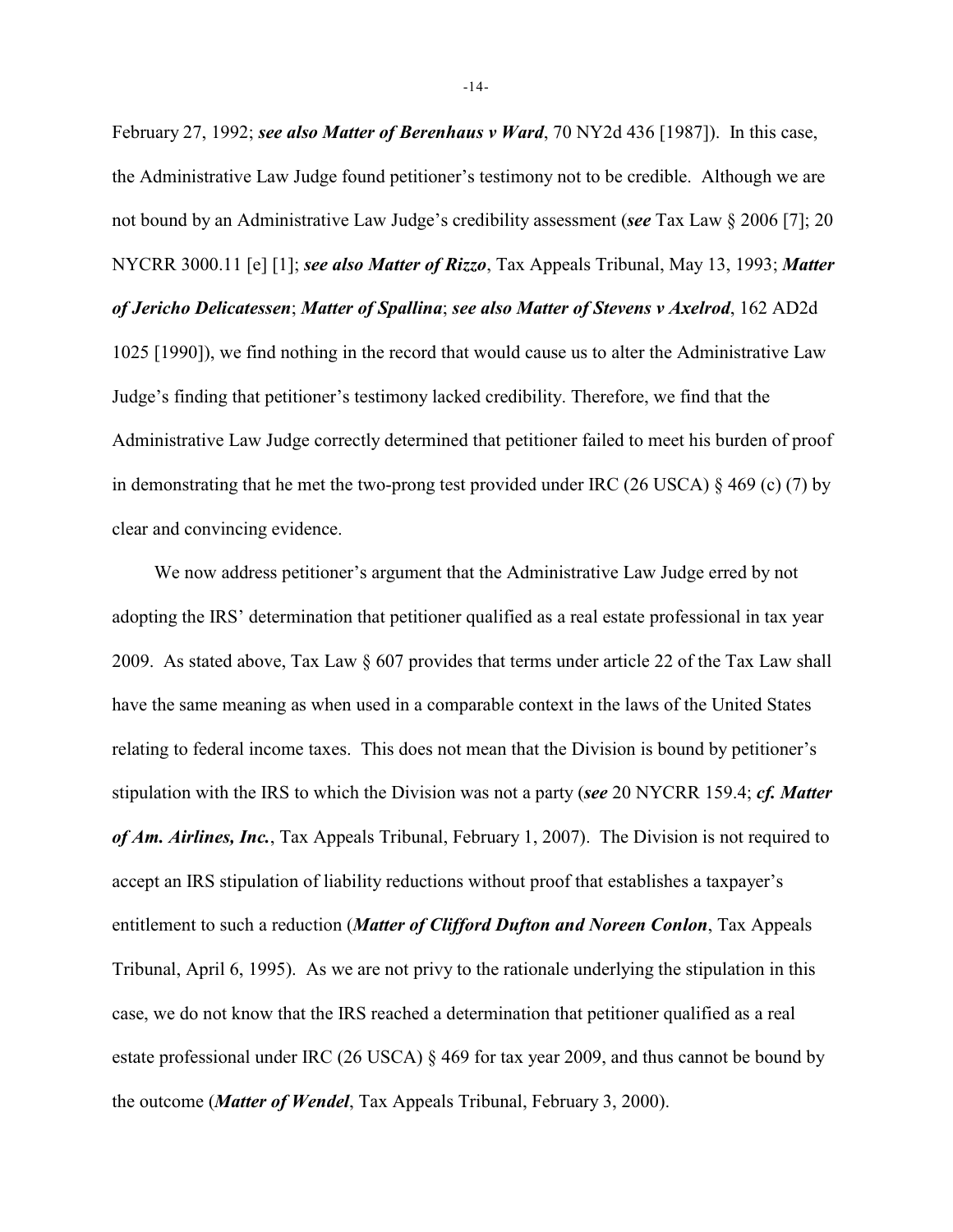February 27, 1992; ***see also Matter of Berenhaus v Ward***, 70 NY2d 436 [1987]). In this case, the Administrative Law Judge found petitioner's testimony not to be credible. Although we are not bound by an Administrative Law Judge's credibility assessment (***see*** Tax Law § 2006 [7]; 20 NYCRR 3000.11 [e] [1]; ***see also Matter of Rizzo***, Tax Appeals Tribunal, May 13, 1993; ***Matter of Jericho Delicatessen***; ***Matter of Spallina***; ***see also Matter of Stevens v Axelrod***, 162 AD2d 1025 [1990]), we find nothing in the record that would cause us to alter the Administrative Law Judge's finding that petitioner's testimony lacked credibility. Therefore, we find that the Administrative Law Judge correctly determined that petitioner failed to meet his burden of proof in demonstrating that he met the two-prong test provided under IRC (26 USCA) § 469 (c) (7) by clear and convincing evidence.

We now address petitioner's argument that the Administrative Law Judge erred by not adopting the IRS' determination that petitioner qualified as a real estate professional in tax year 2009. As stated above, Tax Law § 607 provides that terms under article 22 of the Tax Law shall have the same meaning as when used in a comparable context in the laws of the United States relating to federal income taxes. This does not mean that the Division is bound by petitioner's stipulation with the IRS to which the Division was not a party (***see*** 20 NYCRR 159.4; ***cf. Matter of Am. Airlines, Inc.***, Tax Appeals Tribunal, February 1, 2007). The Division is not required to accept an IRS stipulation of liability reductions without proof that establishes a taxpayer's entitlement to such a reduction (***Matter of Clifford Dufton and Noreen Conlon***, Tax Appeals Tribunal, April 6, 1995). As we are not privy to the rationale underlying the stipulation in this case, we do not know that the IRS reached a determination that petitioner qualified as a real estate professional under IRC (26 USCA) § 469 for tax year 2009, and thus cannot be bound by the outcome (***Matter of Wendel***, Tax Appeals Tribunal, February 3, 2000).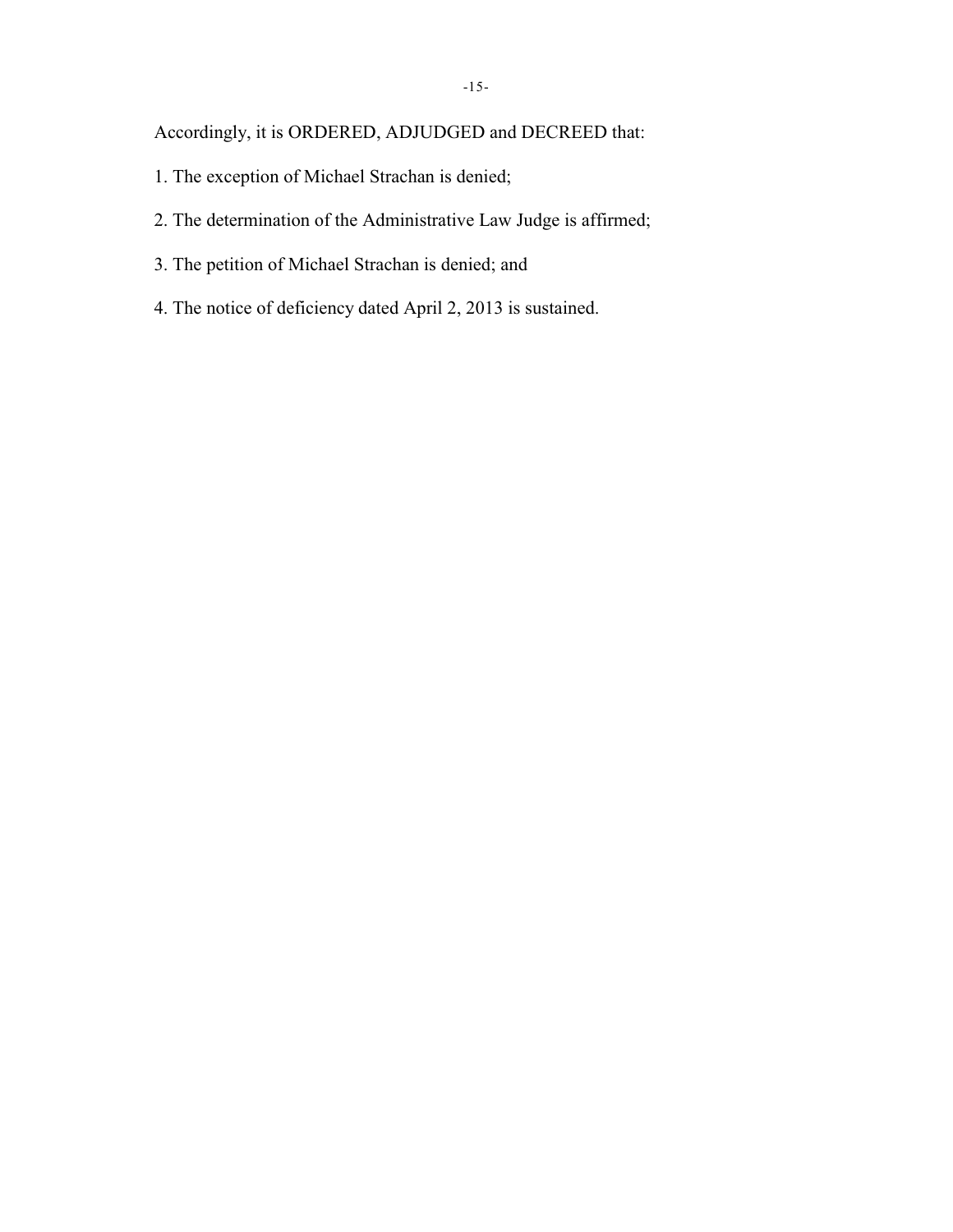Accordingly, it is ORDERED, ADJUDGED and DECREED that:

1. The exception of Michael Strachan is denied;

2. The determination of the Administrative Law Judge is affirmed;

3. The petition of Michael Strachan is denied; and

4. The notice of deficiency dated April 2, 2013 is sustained.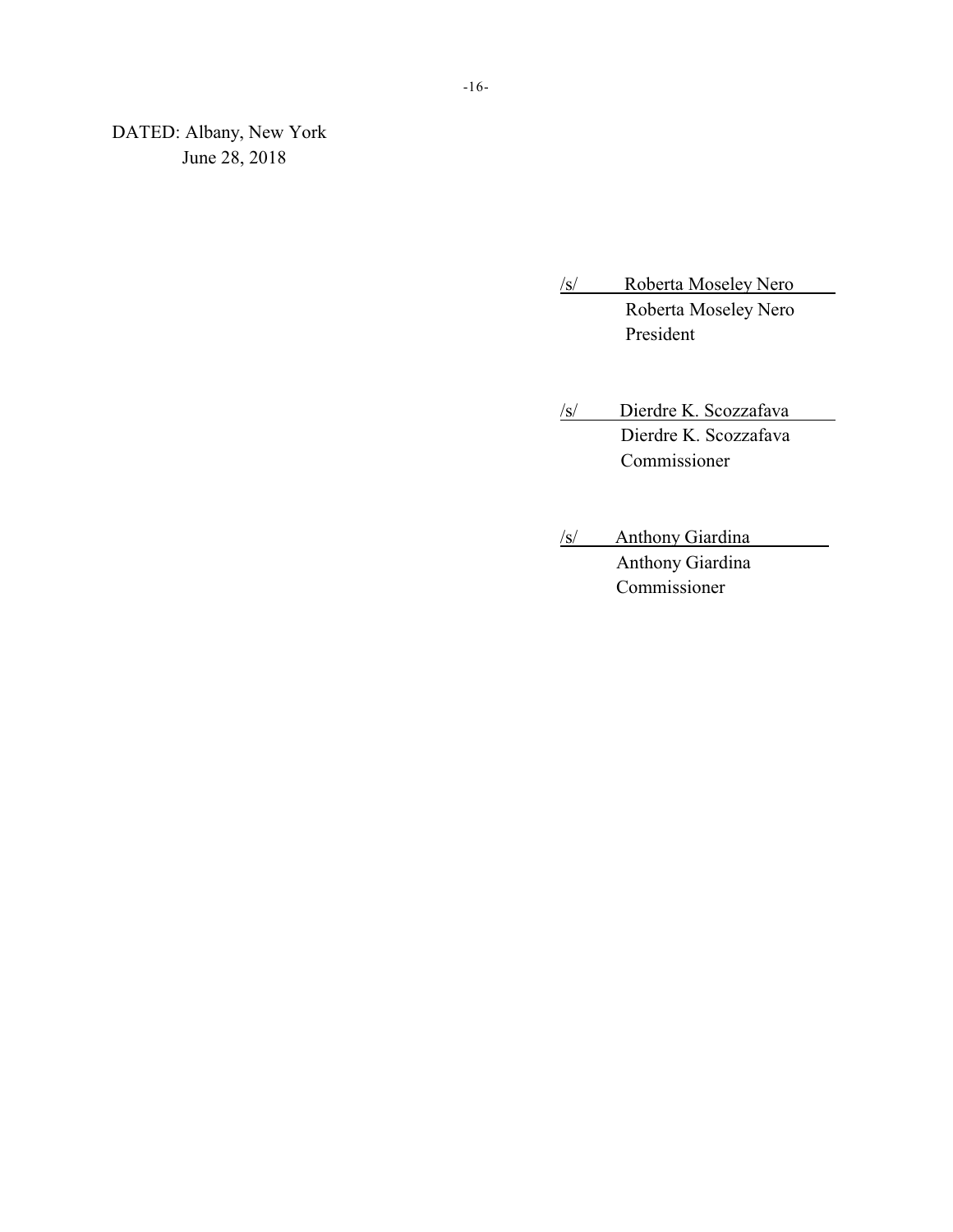DATED: Albany, New York
June 28, 2018

/s/ Roberta Moseley Nero
Roberta Moseley Nero
President

/s/ Dierdre K. Scozzafava
Dierdre K. Scozzafava
Commissioner

/s/ Anthony Giardina
Anthony Giardina
Commissioner